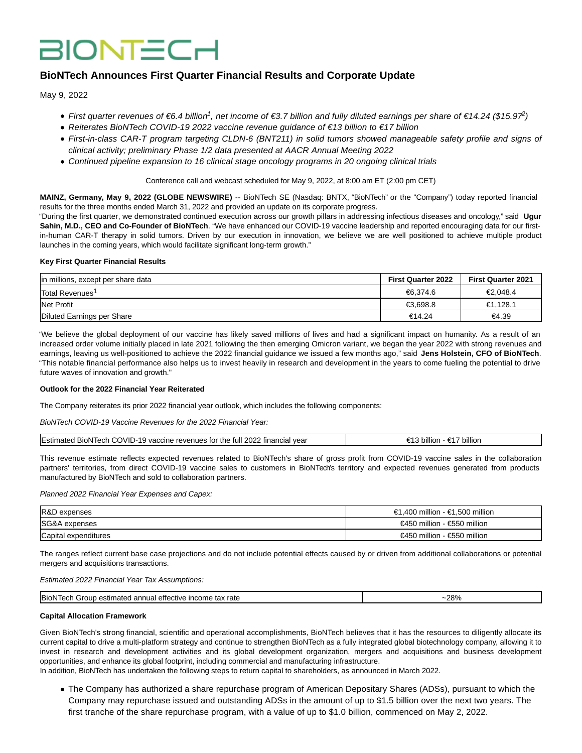# BIONTECH

## BioNTech Announces First Quarter Financial Results and Corporate Update

May 9, 2022

- *First quarter revenues of €6.4 billion[1], net income of €3.7 billion and fully diluted earnings per share of €14.24 ($15.97[2])*
- *Reiterates BioNTech COVID-19 2022 vaccine revenue guidance of €13 billion to €17 billion*
- *First-in-class CAR-T program targeting CLDN-6 (BNT211) in solid tumors showed manageable safety profile and signs of clinical activity; preliminary Phase 1/2 data presented at AACR Annual Meeting 2022*
- *Continued pipeline expansion to 16 clinical stage oncology programs in 20 ongoing clinical trials*

Conference call and webcast scheduled for May 9, 2022, at 8:00 am ET (2:00 pm CET)

**MAINZ, Germany, May 9, 2022 (GLOBE NEWSWIRE)** -- BioNTech SE (Nasdaq: BNTX, "BioNTech" or the "Company") today reported financial results for the three months ended March 31, 2022 and provided an update on its corporate progress.

"During the first quarter, we demonstrated continued execution across our growth pillars in addressing infectious diseases and oncology," said **Ugur Sahin, M.D., CEO and Co-Founder of BioNTech**. "We have enhanced our COVID-19 vaccine leadership and reported encouraging data for our first-in-human CAR-T therapy in solid tumors. Driven by our execution in innovation, we believe we are well positioned to achieve multiple product launches in the coming years, which would facilitate significant long-term growth."

**Key First Quarter Financial Results**

| in millions, except per share data | First Quarter 2022 | First Quarter 2021 |
|---|---|---|
| Total Revenues[1] | €6,374.6 | €2,048.4 |
| Net Profit | €3,698.8 | €1,128.1 |
| Diluted Earnings per Share | €14.24 | €4.39 |

"We believe the global deployment of our vaccine has likely saved millions of lives and had a significant impact on humanity. As a result of an increased order volume initially placed in late 2021 following the then emerging Omicron variant, we began the year 2022 with strong revenues and earnings, leaving us well-positioned to achieve the 2022 financial guidance we issued a few months ago," said **Jens Holstein, CFO of BioNTech**. "This notable financial performance also helps us to invest heavily in research and development in the years to come fueling the potential to drive future waves of innovation and growth."

**Outlook for the 2022 Financial Year Reiterated**

The Company reiterates its prior 2022 financial year outlook, which includes the following components:

*BioNTech COVID-19 Vaccine Revenues for the 2022 Financial Year:*

| Estimated BioNTech COVID-19 vaccine revenues for the full 2022 financial year | €13 billion - €17 billion |
|---|---|

This revenue estimate reflects expected revenues related to BioNTech's share of gross profit from COVID-19 vaccine sales in the collaboration partners' territories, from direct COVID-19 vaccine sales to customers in BioNTech's territory and expected revenues generated from products manufactured by BioNTech and sold to collaboration partners.

*Planned 2022 Financial Year Expenses and Capex:*

| R&D expenses | €1,400 million - €1,500 million |
|---|---|
| SG&A expenses | €450 million - €550 million |
| Capital expenditures | €450 million - €550 million |

The ranges reflect current base case projections and do not include potential effects caused by or driven from additional collaborations or potential mergers and acquisitions transactions.

*Estimated 2022 Financial Year Tax Assumptions:*

| BioNTech Group estimated annual effective income tax rate | ~28% |
|---|---|

**Capital Allocation Framework**

Given BioNTech's strong financial, scientific and operational accomplishments, BioNTech believes that it has the resources to diligently allocate its current capital to drive a multi-platform strategy and continue to strengthen BioNTech as a fully integrated global biotechnology company, allowing it to invest in research and development activities and its global development organization, mergers and acquisitions and business development opportunities, and enhance its global footprint, including commercial and manufacturing infrastructure.

In addition, BioNTech has undertaken the following steps to return capital to shareholders, as announced in March 2022.

- The Company has authorized a share repurchase program of American Depositary Shares (ADSs), pursuant to which the Company may repurchase issued and outstanding ADSs in the amount of up to $1.5 billion over the next two years. The first tranche of the share repurchase program, with a value of up to $1.0 billion, commenced on May 2, 2022.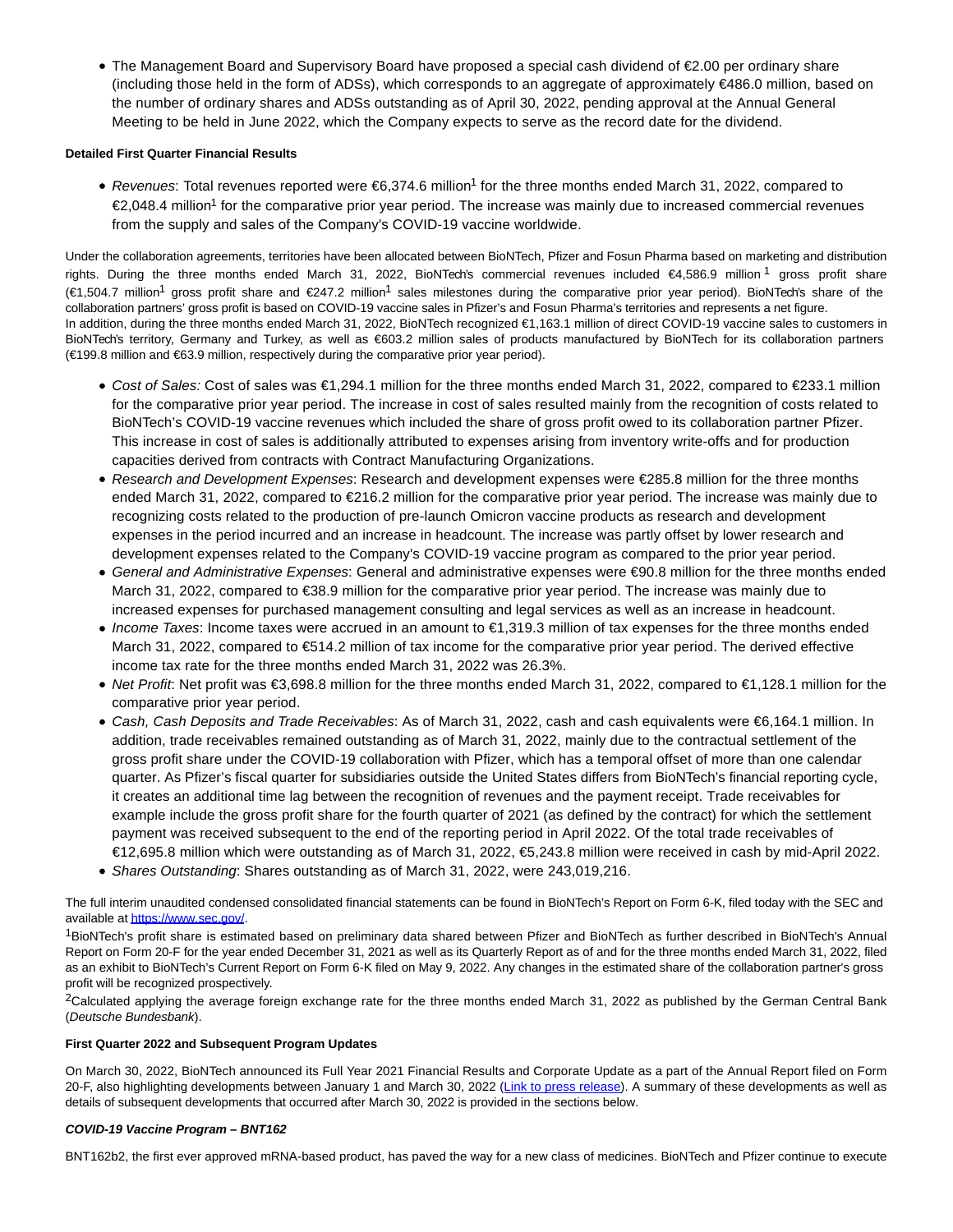- The Management Board and Supervisory Board have proposed a special cash dividend of €2.00 per ordinary share (including those held in the form of ADSs), which corresponds to an aggregate of approximately €486.0 million, based on the number of ordinary shares and ADSs outstanding as of April 30, 2022, pending approval at the Annual General Meeting to be held in June 2022, which the Company expects to serve as the record date for the dividend.

**Detailed First Quarter Financial Results**

- *Revenues*: Total revenues reported were €6,374.6 million[1] for the three months ended March 31, 2022, compared to €2,048.4 million[1] for the comparative prior year period. The increase was mainly due to increased commercial revenues from the supply and sales of the Company's COVID-19 vaccine worldwide.

Under the collaboration agreements, territories have been allocated between BioNTech, Pfizer and Fosun Pharma based on marketing and distribution rights. During the three months ended March 31, 2022, BioNTech's commercial revenues included €4,586.9 million[1] gross profit share (€1,504.7 million[1] gross profit share and €247.2 million[1] sales milestones during the comparative prior year period). BioNTech's share of the collaboration partners' gross profit is based on COVID-19 vaccine sales in Pfizer's and Fosun Pharma's territories and represents a net figure.
In addition, during the three months ended March 31, 2022, BioNTech recognized €1,163.1 million of direct COVID-19 vaccine sales to customers in BioNTech's territory, Germany and Turkey, as well as €603.2 million sales of products manufactured by BioNTech for its collaboration partners (€199.8 million and €63.9 million, respectively during the comparative prior year period).

- *Cost of Sales:* Cost of sales was €1,294.1 million for the three months ended March 31, 2022, compared to €233.1 million for the comparative prior year period. The increase in cost of sales resulted mainly from the recognition of costs related to BioNTech's COVID-19 vaccine revenues which included the share of gross profit owed to its collaboration partner Pfizer. This increase in cost of sales is additionally attributed to expenses arising from inventory write-offs and for production capacities derived from contracts with Contract Manufacturing Organizations.
- *Research and Development Expenses*: Research and development expenses were €285.8 million for the three months ended March 31, 2022, compared to €216.2 million for the comparative prior year period. The increase was mainly due to recognizing costs related to the production of pre-launch Omicron vaccine products as research and development expenses in the period incurred and an increase in headcount. The increase was partly offset by lower research and development expenses related to the Company's COVID-19 vaccine program as compared to the prior year period.
- *General and Administrative Expenses*: General and administrative expenses were €90.8 million for the three months ended March 31, 2022, compared to €38.9 million for the comparative prior year period. The increase was mainly due to increased expenses for purchased management consulting and legal services as well as an increase in headcount.
- *Income Taxes*: Income taxes were accrued in an amount to €1,319.3 million of tax expenses for the three months ended March 31, 2022, compared to €514.2 million of tax income for the comparative prior year period. The derived effective income tax rate for the three months ended March 31, 2022 was 26.3%.
- *Net Profit*: Net profit was €3,698.8 million for the three months ended March 31, 2022, compared to €1,128.1 million for the comparative prior year period.
- *Cash, Cash Deposits and Trade Receivables*: As of March 31, 2022, cash and cash equivalents were €6,164.1 million. In addition, trade receivables remained outstanding as of March 31, 2022, mainly due to the contractual settlement of the gross profit share under the COVID-19 collaboration with Pfizer, which has a temporal offset of more than one calendar quarter. As Pfizer's fiscal quarter for subsidiaries outside the United States differs from BioNTech's financial reporting cycle, it creates an additional time lag between the recognition of revenues and the payment receipt. Trade receivables for example include the gross profit share for the fourth quarter of 2021 (as defined by the contract) for which the settlement payment was received subsequent to the end of the reporting period in April 2022. Of the total trade receivables of €12,695.8 million which were outstanding as of March 31, 2022, €5,243.8 million were received in cash by mid-April 2022.
- *Shares Outstanding*: Shares outstanding as of March 31, 2022, were 243,019,216.

The full interim unaudited condensed consolidated financial statements can be found in BioNTech's Report on Form 6-K, filed today with the SEC and available at https://www.sec.gov/.

[1]BioNTech's profit share is estimated based on preliminary data shared between Pfizer and BioNTech as further described in BioNTech's Annual Report on Form 20-F for the year ended December 31, 2021 as well as its Quarterly Report as of and for the three months ended March 31, 2022, filed as an exhibit to BioNTech's Current Report on Form 6-K filed on May 9, 2022. Any changes in the estimated share of the collaboration partner's gross profit will be recognized prospectively.

[2]Calculated applying the average foreign exchange rate for the three months ended March 31, 2022 as published by the German Central Bank (*Deutsche Bundesbank*).

**First Quarter 2022 and Subsequent Program Updates**

On March 30, 2022, BioNTech announced its Full Year 2021 Financial Results and Corporate Update as a part of the Annual Report filed on Form 20-F, also highlighting developments between January 1 and March 30, 2022 (Link to press release). A summary of these developments as well as details of subsequent developments that occurred after March 30, 2022 is provided in the sections below.

***COVID-19 Vaccine Program – BNT162***

BNT162b2, the first ever approved mRNA-based product, has paved the way for a new class of medicines. BioNTech and Pfizer continue to execute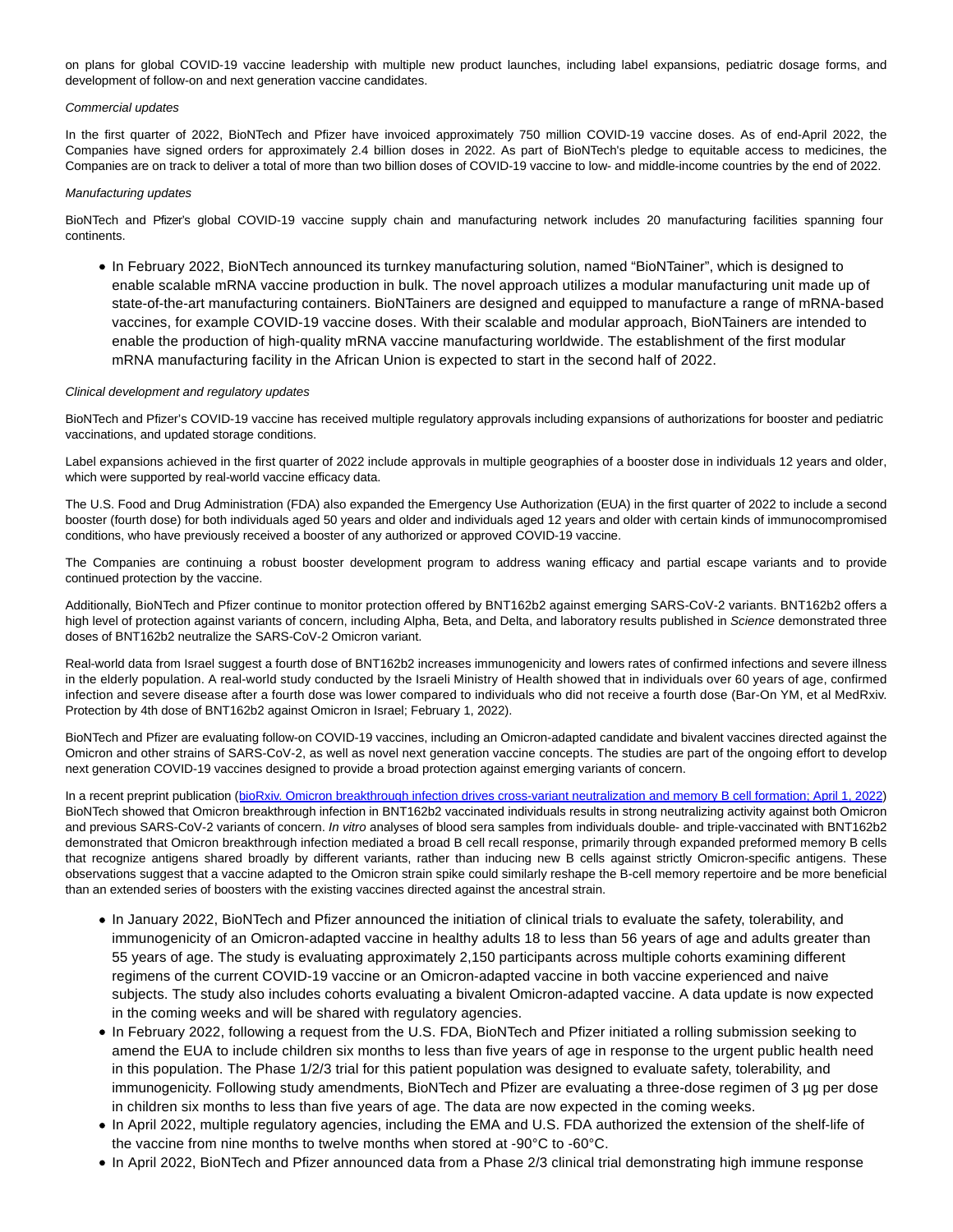on plans for global COVID-19 vaccine leadership with multiple new product launches, including label expansions, pediatric dosage forms, and development of follow-on and next generation vaccine candidates.

*Commercial updates*

In the first quarter of 2022, BioNTech and Pfizer have invoiced approximately 750 million COVID-19 vaccine doses. As of end-April 2022, the Companies have signed orders for approximately 2.4 billion doses in 2022. As part of BioNTech's pledge to equitable access to medicines, the Companies are on track to deliver a total of more than two billion doses of COVID-19 vaccine to low- and middle-income countries by the end of 2022.

*Manufacturing updates*

BioNTech and Pfizer's global COVID-19 vaccine supply chain and manufacturing network includes 20 manufacturing facilities spanning four continents.

- In February 2022, BioNTech announced its turnkey manufacturing solution, named “BioNTainer”, which is designed to enable scalable mRNA vaccine production in bulk. The novel approach utilizes a modular manufacturing unit made up of state-of-the-art manufacturing containers. BioNTainers are designed and equipped to manufacture a range of mRNA-based vaccines, for example COVID-19 vaccine doses. With their scalable and modular approach, BioNTainers are intended to enable the production of high-quality mRNA vaccine manufacturing worldwide. The establishment of the first modular mRNA manufacturing facility in the African Union is expected to start in the second half of 2022.

*Clinical development and regulatory updates*

BioNTech and Pfizer’s COVID-19 vaccine has received multiple regulatory approvals including expansions of authorizations for booster and pediatric vaccinations, and updated storage conditions.

Label expansions achieved in the first quarter of 2022 include approvals in multiple geographies of a booster dose in individuals 12 years and older, which were supported by real-world vaccine efficacy data.

The U.S. Food and Drug Administration (FDA) also expanded the Emergency Use Authorization (EUA) in the first quarter of 2022 to include a second booster (fourth dose) for both individuals aged 50 years and older and individuals aged 12 years and older with certain kinds of immunocompromised conditions, who have previously received a booster of any authorized or approved COVID-19 vaccine.

The Companies are continuing a robust booster development program to address waning efficacy and partial escape variants and to provide continued protection by the vaccine.

Additionally, BioNTech and Pfizer continue to monitor protection offered by BNT162b2 against emerging SARS-CoV-2 variants. BNT162b2 offers a high level of protection against variants of concern, including Alpha, Beta, and Delta, and laboratory results published in *Science* demonstrated three doses of BNT162b2 neutralize the SARS-CoV-2 Omicron variant.

Real-world data from Israel suggest a fourth dose of BNT162b2 increases immunogenicity and lowers rates of confirmed infections and severe illness in the elderly population. A real-world study conducted by the Israeli Ministry of Health showed that in individuals over 60 years of age, confirmed infection and severe disease after a fourth dose was lower compared to individuals who did not receive a fourth dose (Bar-On YM, et al MedRxiv. Protection by 4th dose of BNT162b2 against Omicron in Israel; February 1, 2022).

BioNTech and Pfizer are evaluating follow-on COVID-19 vaccines, including an Omicron-adapted candidate and bivalent vaccines directed against the Omicron and other strains of SARS-CoV-2, as well as novel next generation vaccine concepts. The studies are part of the ongoing effort to develop next generation COVID-19 vaccines designed to provide a broad protection against emerging variants of concern.

In a recent preprint publication (bioRxiv. Omicron breakthrough infection drives cross-variant neutralization and memory B cell formation; April 1, 2022) BioNTech showed that Omicron breakthrough infection in BNT162b2 vaccinated individuals results in strong neutralizing activity against both Omicron and previous SARS-CoV-2 variants of concern. *In vitro* analyses of blood sera samples from individuals double- and triple-vaccinated with BNT162b2 demonstrated that Omicron breakthrough infection mediated a broad B cell recall response, primarily through expanded preformed memory B cells that recognize antigens shared broadly by different variants, rather than inducing new B cells against strictly Omicron-specific antigens. These observations suggest that a vaccine adapted to the Omicron strain spike could similarly reshape the B-cell memory repertoire and be more beneficial than an extended series of boosters with the existing vaccines directed against the ancestral strain.

- In January 2022, BioNTech and Pfizer announced the initiation of clinical trials to evaluate the safety, tolerability, and immunogenicity of an Omicron-adapted vaccine in healthy adults 18 to less than 56 years of age and adults greater than 55 years of age. The study is evaluating approximately 2,150 participants across multiple cohorts examining different regimens of the current COVID-19 vaccine or an Omicron-adapted vaccine in both vaccine experienced and naive subjects. The study also includes cohorts evaluating a bivalent Omicron-adapted vaccine. A data update is now expected in the coming weeks and will be shared with regulatory agencies.
- In February 2022, following a request from the U.S. FDA, BioNTech and Pfizer initiated a rolling submission seeking to amend the EUA to include children six months to less than five years of age in response to the urgent public health need in this population. The Phase 1/2/3 trial for this patient population was designed to evaluate safety, tolerability, and immunogenicity. Following study amendments, BioNTech and Pfizer are evaluating a three-dose regimen of 3 µg per dose in children six months to less than five years of age. The data are now expected in the coming weeks.
- In April 2022, multiple regulatory agencies, including the EMA and U.S. FDA authorized the extension of the shelf-life of the vaccine from nine months to twelve months when stored at -90°C to -60°C.
- In April 2022, BioNTech and Pfizer announced data from a Phase 2/3 clinical trial demonstrating high immune response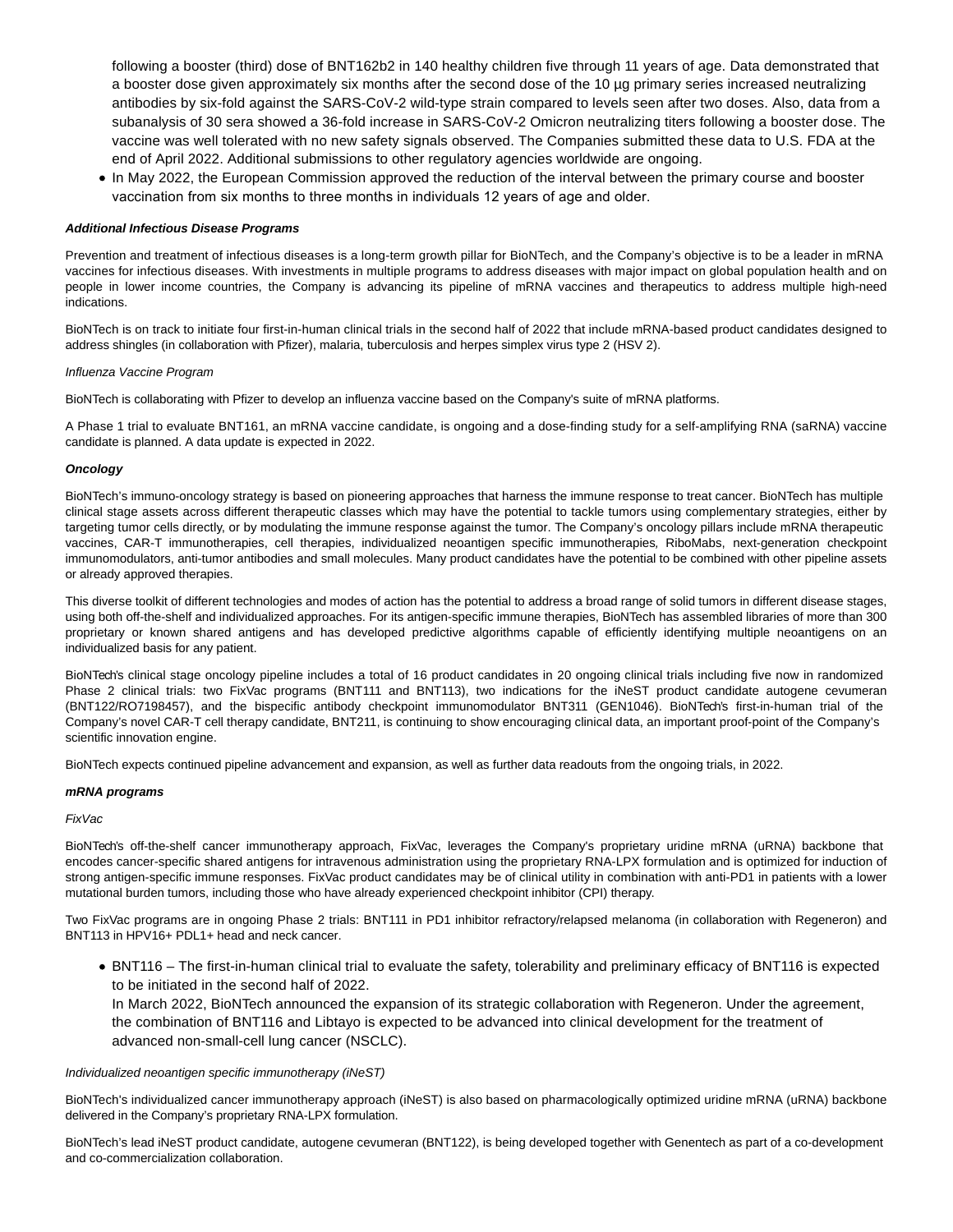following a booster (third) dose of BNT162b2 in 140 healthy children five through 11 years of age. Data demonstrated that a booster dose given approximately six months after the second dose of the 10 µg primary series increased neutralizing antibodies by six-fold against the SARS-CoV-2 wild-type strain compared to levels seen after two doses. Also, data from a subanalysis of 30 sera showed a 36-fold increase in SARS-CoV-2 Omicron neutralizing titers following a booster dose. The vaccine was well tolerated with no new safety signals observed. The Companies submitted these data to U.S. FDA at the end of April 2022. Additional submissions to other regulatory agencies worldwide are ongoing.

- In May 2022, the European Commission approved the reduction of the interval between the primary course and booster vaccination from six months to three months in individuals 12 years of age and older.

***Additional Infectious Disease Programs***

Prevention and treatment of infectious diseases is a long-term growth pillar for BioNTech, and the Company's objective is to be a leader in mRNA vaccines for infectious diseases. With investments in multiple programs to address diseases with major impact on global population health and on people in lower income countries, the Company is advancing its pipeline of mRNA vaccines and therapeutics to address multiple high-need indications.

BioNTech is on track to initiate four first-in-human clinical trials in the second half of 2022 that include mRNA-based product candidates designed to address shingles (in collaboration with Pfizer), malaria, tuberculosis and herpes simplex virus type 2 (HSV 2).

*Influenza Vaccine Program*

BioNTech is collaborating with Pfizer to develop an influenza vaccine based on the Company's suite of mRNA platforms.

A Phase 1 trial to evaluate BNT161, an mRNA vaccine candidate, is ongoing and a dose-finding study for a self-amplifying RNA (saRNA) vaccine candidate is planned. A data update is expected in 2022.

***Oncology***

BioNTech's immuno-oncology strategy is based on pioneering approaches that harness the immune response to treat cancer. BioNTech has multiple clinical stage assets across different therapeutic classes which may have the potential to tackle tumors using complementary strategies, either by targeting tumor cells directly, or by modulating the immune response against the tumor. The Company's oncology pillars include mRNA therapeutic vaccines, CAR-T immunotherapies, cell therapies, individualized neoantigen specific immunotherapies, RiboMabs, next-generation checkpoint immunomodulators, anti-tumor antibodies and small molecules. Many product candidates have the potential to be combined with other pipeline assets or already approved therapies.

This diverse toolkit of different technologies and modes of action has the potential to address a broad range of solid tumors in different disease stages, using both off-the-shelf and individualized approaches. For its antigen-specific immune therapies, BioNTech has assembled libraries of more than 300 proprietary or known shared antigens and has developed predictive algorithms capable of efficiently identifying multiple neoantigens on an individualized basis for any patient.

BioNTech's clinical stage oncology pipeline includes a total of 16 product candidates in 20 ongoing clinical trials including five now in randomized Phase 2 clinical trials: two FixVac programs (BNT111 and BNT113), two indications for the iNeST product candidate autogene cevumeran (BNT122/RO7198457), and the bispecific antibody checkpoint immunomodulator BNT311 (GEN1046). BioNTech's first-in-human trial of the Company's novel CAR-T cell therapy candidate, BNT211, is continuing to show encouraging clinical data, an important proof-point of the Company's scientific innovation engine.

BioNTech expects continued pipeline advancement and expansion, as well as further data readouts from the ongoing trials, in 2022.

***mRNA programs***

*FixVac*

BioNTech's off-the-shelf cancer immunotherapy approach, FixVac, leverages the Company's proprietary uridine mRNA (uRNA) backbone that encodes cancer-specific shared antigens for intravenous administration using the proprietary RNA-LPX formulation and is optimized for induction of strong antigen-specific immune responses. FixVac product candidates may be of clinical utility in combination with anti-PD1 in patients with a lower mutational burden tumors, including those who have already experienced checkpoint inhibitor (CPI) therapy.

Two FixVac programs are in ongoing Phase 2 trials: BNT111 in PD1 inhibitor refractory/relapsed melanoma (in collaboration with Regeneron) and BNT113 in HPV16+ PDL1+ head and neck cancer.

- BNT116 – The first-in-human clinical trial to evaluate the safety, tolerability and preliminary efficacy of BNT116 is expected to be initiated in the second half of 2022.
  In March 2022, BioNTech announced the expansion of its strategic collaboration with Regeneron. Under the agreement, the combination of BNT116 and Libtayo is expected to be advanced into clinical development for the treatment of advanced non-small-cell lung cancer (NSCLC).

*Individualized neoantigen specific immunotherapy (iNeST)*

BioNTech's individualized cancer immunotherapy approach (iNeST) is also based on pharmacologically optimized uridine mRNA (uRNA) backbone delivered in the Company's proprietary RNA-LPX formulation.

BioNTech's lead iNeST product candidate, autogene cevumeran (BNT122), is being developed together with Genentech as part of a co-development and co-commercialization collaboration.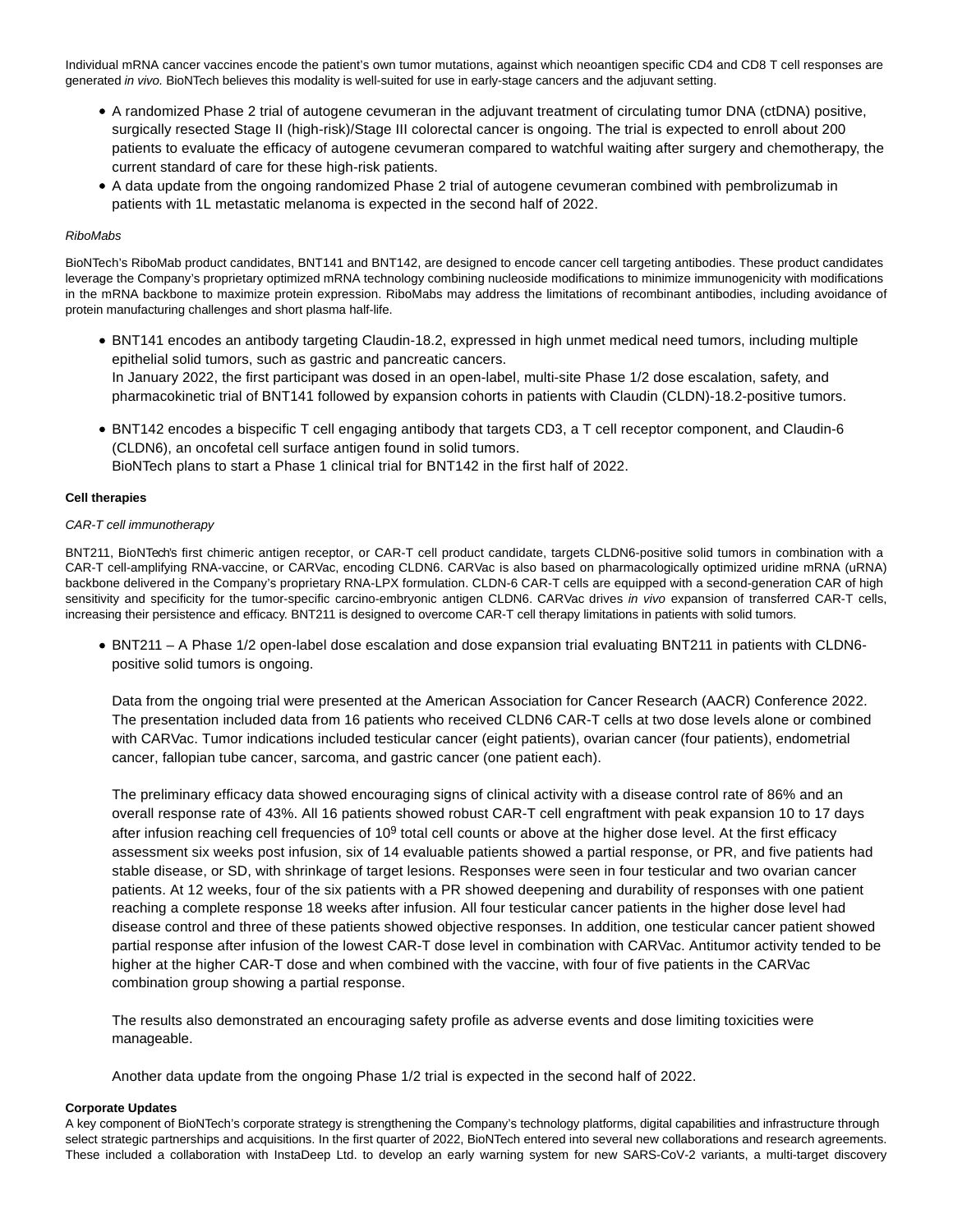Individual mRNA cancer vaccines encode the patient's own tumor mutations, against which neoantigen specific CD4 and CD8 T cell responses are generated *in vivo.* BioNTech believes this modality is well-suited for use in early-stage cancers and the adjuvant setting.

- A randomized Phase 2 trial of autogene cevumeran in the adjuvant treatment of circulating tumor DNA (ctDNA) positive, surgically resected Stage II (high-risk)/Stage III colorectal cancer is ongoing. The trial is expected to enroll about 200 patients to evaluate the efficacy of autogene cevumeran compared to watchful waiting after surgery and chemotherapy, the current standard of care for these high-risk patients.
- A data update from the ongoing randomized Phase 2 trial of autogene cevumeran combined with pembrolizumab in patients with 1L metastatic melanoma is expected in the second half of 2022.

*RiboMabs*

BioNTech's RiboMab product candidates, BNT141 and BNT142, are designed to encode cancer cell targeting antibodies. These product candidates leverage the Company's proprietary optimized mRNA technology combining nucleoside modifications to minimize immunogenicity with modifications in the mRNA backbone to maximize protein expression. RiboMabs may address the limitations of recombinant antibodies, including avoidance of protein manufacturing challenges and short plasma half-life.

- BNT141 encodes an antibody targeting Claudin-18.2, expressed in high unmet medical need tumors, including multiple epithelial solid tumors, such as gastric and pancreatic cancers.
  In January 2022, the first participant was dosed in an open-label, multi-site Phase 1/2 dose escalation, safety, and pharmacokinetic trial of BNT141 followed by expansion cohorts in patients with Claudin (CLDN)-18.2-positive tumors.
- BNT142 encodes a bispecific T cell engaging antibody that targets CD3, a T cell receptor component, and Claudin-6 (CLDN6), an oncofetal cell surface antigen found in solid tumors.
  BioNTech plans to start a Phase 1 clinical trial for BNT142 in the first half of 2022.

**Cell therapies**

*CAR-T cell immunotherapy*

BNT211, BioNTech's first chimeric antigen receptor, or CAR-T cell product candidate, targets CLDN6-positive solid tumors in combination with a CAR-T cell-amplifying RNA-vaccine, or CARVac, encoding CLDN6. CARVac is also based on pharmacologically optimized uridine mRNA (uRNA) backbone delivered in the Company's proprietary RNA-LPX formulation. CLDN-6 CAR-T cells are equipped with a second-generation CAR of high sensitivity and specificity for the tumor-specific carcino-embryonic antigen CLDN6. CARVac drives *in vivo* expansion of transferred CAR-T cells, increasing their persistence and efficacy. BNT211 is designed to overcome CAR-T cell therapy limitations in patients with solid tumors.

- BNT211 – A Phase 1/2 open-label dose escalation and dose expansion trial evaluating BNT211 in patients with CLDN6-positive solid tumors is ongoing.

  Data from the ongoing trial were presented at the American Association for Cancer Research (AACR) Conference 2022. The presentation included data from 16 patients who received CLDN6 CAR-T cells at two dose levels alone or combined with CARVac. Tumor indications included testicular cancer (eight patients), ovarian cancer (four patients), endometrial cancer, fallopian tube cancer, sarcoma, and gastric cancer (one patient each).

  The preliminary efficacy data showed encouraging signs of clinical activity with a disease control rate of 86% and an overall response rate of 43%. All 16 patients showed robust CAR-T cell engraftment with peak expansion 10 to 17 days after infusion reaching cell frequencies of $10^9$ total cell counts or above at the higher dose level. At the first efficacy assessment six weeks post infusion, six of 14 evaluable patients showed a partial response, or PR, and five patients had stable disease, or SD, with shrinkage of target lesions. Responses were seen in four testicular and two ovarian cancer patients. At 12 weeks, four of the six patients with a PR showed deepening and durability of responses with one patient reaching a complete response 18 weeks after infusion. All four testicular cancer patients in the higher dose level had disease control and three of these patients showed objective responses. In addition, one testicular cancer patient showed partial response after infusion of the lowest CAR-T dose level in combination with CARVac. Antitumor activity tended to be higher at the higher CAR-T dose and when combined with the vaccine, with four of five patients in the CARVac combination group showing a partial response.

  The results also demonstrated an encouraging safety profile as adverse events and dose limiting toxicities were manageable.

  Another data update from the ongoing Phase 1/2 trial is expected in the second half of 2022.

**Corporate Updates**

A key component of BioNTech's corporate strategy is strengthening the Company's technology platforms, digital capabilities and infrastructure through select strategic partnerships and acquisitions. In the first quarter of 2022, BioNTech entered into several new collaborations and research agreements. These included a collaboration with InstaDeep Ltd. to develop an early warning system for new SARS-CoV-2 variants, a multi-target discovery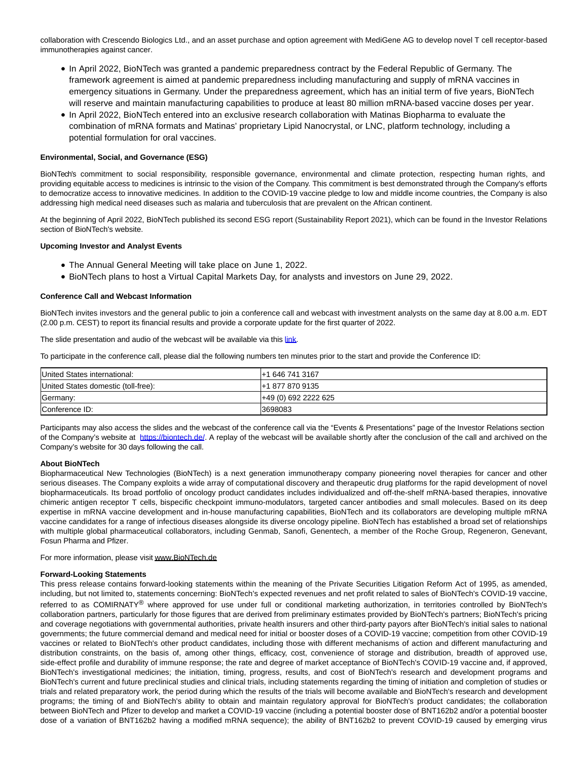collaboration with Crescendo Biologics Ltd., and an asset purchase and option agreement with MediGene AG to develop novel T cell receptor-based immunotherapies against cancer.

- In April 2022, BioNTech was granted a pandemic preparedness contract by the Federal Republic of Germany. The framework agreement is aimed at pandemic preparedness including manufacturing and supply of mRNA vaccines in emergency situations in Germany. Under the preparedness agreement, which has an initial term of five years, BioNTech will reserve and maintain manufacturing capabilities to produce at least 80 million mRNA-based vaccine doses per year.
- In April 2022, BioNTech entered into an exclusive research collaboration with Matinas Biopharma to evaluate the combination of mRNA formats and Matinas' proprietary Lipid Nanocrystal, or LNC, platform technology, including a potential formulation for oral vaccines.

**Environmental, Social, and Governance (ESG)**

BioNTech's commitment to social responsibility, responsible governance, environmental and climate protection, respecting human rights, and providing equitable access to medicines is intrinsic to the vision of the Company. This commitment is best demonstrated through the Company's efforts to democratize access to innovative medicines. In addition to the COVID-19 vaccine pledge to low and middle income countries, the Company is also addressing high medical need diseases such as malaria and tuberculosis that are prevalent on the African continent.

At the beginning of April 2022, BioNTech published its second ESG report (Sustainability Report 2021), which can be found in the Investor Relations section of BioNTech's website.

**Upcoming Investor and Analyst Events**

- The Annual General Meeting will take place on June 1, 2022.
- BioNTech plans to host a Virtual Capital Markets Day, for analysts and investors on June 29, 2022.

**Conference Call and Webcast Information**

BioNTech invites investors and the general public to join a conference call and webcast with investment analysts on the same day at 8.00 a.m. EDT (2.00 p.m. CEST) to report its financial results and provide a corporate update for the first quarter of 2022.

The slide presentation and audio of the webcast will be available via this link.

To participate in the conference call, please dial the following numbers ten minutes prior to the start and provide the Conference ID:

| | |
|---|---|
| United States international: | +1 646 741 3167 |
| United States domestic (toll-free): | +1 877 870 9135 |
| Germany: | +49 (0) 692 2222 625 |
| Conference ID: | 3698083 |

Participants may also access the slides and the webcast of the conference call via the "Events & Presentations" page of the Investor Relations section of the Company's website at https://biontech.de/. A replay of the webcast will be available shortly after the conclusion of the call and archived on the Company's website for 30 days following the call.

**About BioNTech**

Biopharmaceutical New Technologies (BioNTech) is a next generation immunotherapy company pioneering novel therapies for cancer and other serious diseases. The Company exploits a wide array of computational discovery and therapeutic drug platforms for the rapid development of novel biopharmaceuticals. Its broad portfolio of oncology product candidates includes individualized and off-the-shelf mRNA-based therapies, innovative chimeric antigen receptor T cells, bispecific checkpoint immuno-modulators, targeted cancer antibodies and small molecules. Based on its deep expertise in mRNA vaccine development and in-house manufacturing capabilities, BioNTech and its collaborators are developing multiple mRNA vaccine candidates for a range of infectious diseases alongside its diverse oncology pipeline. BioNTech has established a broad set of relationships with multiple global pharmaceutical collaborators, including Genmab, Sanofi, Genentech, a member of the Roche Group, Regeneron, Genevant, Fosun Pharma and Pfizer.

For more information, please visit www.BioNTech.de

**Forward-Looking Statements**

This press release contains forward-looking statements within the meaning of the Private Securities Litigation Reform Act of 1995, as amended, including, but not limited to, statements concerning: BioNTech's expected revenues and net profit related to sales of BioNTech's COVID-19 vaccine, referred to as COMIRNATY® where approved for use under full or conditional marketing authorization, in territories controlled by BioNTech's collaboration partners, particularly for those figures that are derived from preliminary estimates provided by BioNTech's partners; BioNTech's pricing and coverage negotiations with governmental authorities, private health insurers and other third-party payors after BioNTech's initial sales to national governments; the future commercial demand and medical need for initial or booster doses of a COVID-19 vaccine; competition from other COVID-19 vaccines or related to BioNTech's other product candidates, including those with different mechanisms of action and different manufacturing and distribution constraints, on the basis of, among other things, efficacy, cost, convenience of storage and distribution, breadth of approved use, side-effect profile and durability of immune response; the rate and degree of market acceptance of BioNTech's COVID-19 vaccine and, if approved, BioNTech's investigational medicines; the initiation, timing, progress, results, and cost of BioNTech's research and development programs and BioNTech's current and future preclinical studies and clinical trials, including statements regarding the timing of initiation and completion of studies or trials and related preparatory work, the period during which the results of the trials will become available and BioNTech's research and development programs; the timing of and BioNTech's ability to obtain and maintain regulatory approval for BioNTech's product candidates; the collaboration between BioNTech and Pfizer to develop and market a COVID-19 vaccine (including a potential booster dose of BNT162b2 and/or a potential booster dose of a variation of BNT162b2 having a modified mRNA sequence); the ability of BNT162b2 to prevent COVID-19 caused by emerging virus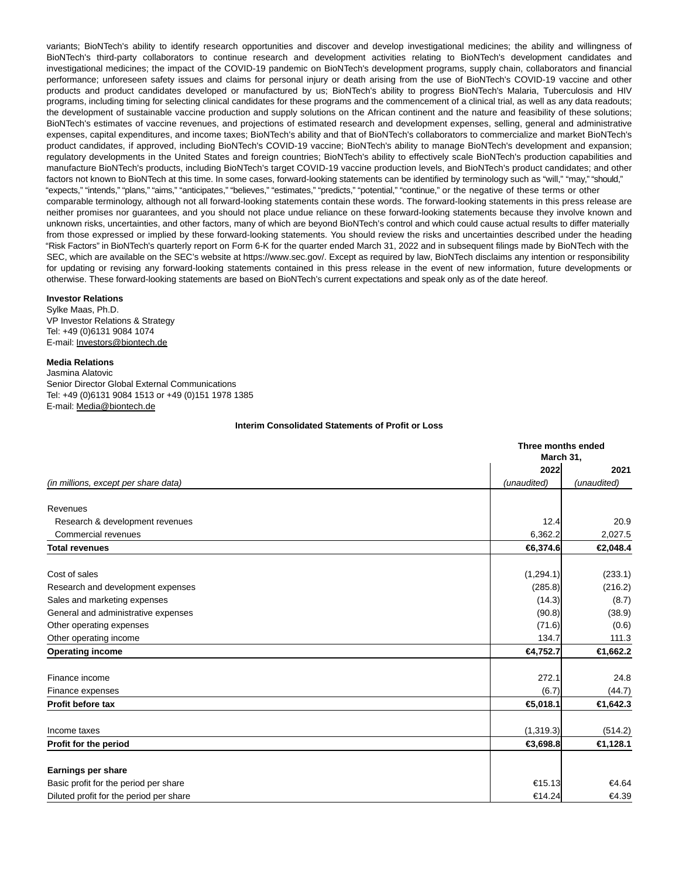variants; BioNTech's ability to identify research opportunities and discover and develop investigational medicines; the ability and willingness of BioNTech's third-party collaborators to continue research and development activities relating to BioNTech's development candidates and investigational medicines; the impact of the COVID-19 pandemic on BioNTech's development programs, supply chain, collaborators and financial performance; unforeseen safety issues and claims for personal injury or death arising from the use of BioNTech's COVID-19 vaccine and other products and product candidates developed or manufactured by us; BioNTech's ability to progress BioNTech's Malaria, Tuberculosis and HIV programs, including timing for selecting clinical candidates for these programs and the commencement of a clinical trial, as well as any data readouts; the development of sustainable vaccine production and supply solutions on the African continent and the nature and feasibility of these solutions; BioNTech's estimates of vaccine revenues, and projections of estimated research and development expenses, selling, general and administrative expenses, capital expenditures, and income taxes; BioNTech's ability and that of BioNTech's collaborators to commercialize and market BioNTech's product candidates, if approved, including BioNTech's COVID-19 vaccine; BioNTech's ability to manage BioNTech's development and expansion; regulatory developments in the United States and foreign countries; BioNTech's ability to effectively scale BioNTech's production capabilities and manufacture BioNTech's products, including BioNTech's target COVID-19 vaccine production levels, and BioNTech's product candidates; and other factors not known to BioNTech at this time. In some cases, forward-looking statements can be identified by terminology such as "will," "may," "should," "expects," "intends," "plans," "aims," "anticipates," "believes," "estimates," "predicts," "potential," "continue," or the negative of these terms or other comparable terminology, although not all forward-looking statements contain these words. The forward-looking statements in this press release are neither promises nor guarantees, and you should not place undue reliance on these forward-looking statements because they involve known and unknown risks, uncertainties, and other factors, many of which are beyond BioNTech's control and which could cause actual results to differ materially from those expressed or implied by these forward-looking statements. You should review the risks and uncertainties described under the heading "Risk Factors" in BioNTech's quarterly report on Form 6-K for the quarter ended March 31, 2022 and in subsequent filings made by BioNTech with the SEC, which are available on the SEC's website at https://www.sec.gov/. Except as required by law, BioNTech disclaims any intention or responsibility for updating or revising any forward-looking statements contained in this press release in the event of new information, future developments or otherwise. These forward-looking statements are based on BioNTech's current expectations and speak only as of the date hereof.

**Investor Relations**
Sylke Maas, Ph.D.
VP Investor Relations & Strategy
Tel: +49 (0)6131 9084 1074
E-mail: Investors@biontech.de

**Media Relations**
Jasmina Alatovic
Senior Director Global External Communications
Tel: +49 (0)6131 9084 1513 or +49 (0)151 1978 1385
E-mail: Media@biontech.de

**Interim Consolidated Statements of Profit or Loss**

| | **Three months ended March 31,** | |
|---|---|---|
| | **2022** | **2021** |
| *(in millions, except per share data)* | *(unaudited)* | *(unaudited)* |
| Revenues | | |
| Research & development revenues | 12.4 | 20.9 |
| Commercial revenues | 6,362.2 | 2,027.5 |
| **Total revenues** | **€6,374.6** | **€2,048.4** |
| Cost of sales | (1,294.1) | (233.1) |
| Research and development expenses | (285.8) | (216.2) |
| Sales and marketing expenses | (14.3) | (8.7) |
| General and administrative expenses | (90.8) | (38.9) |
| Other operating expenses | (71.6) | (0.6) |
| Other operating income | 134.7 | 111.3 |
| **Operating income** | **€4,752.7** | **€1,662.2** |
| Finance income | 272.1 | 24.8 |
| Finance expenses | (6.7) | (44.7) |
| **Profit before tax** | **€5,018.1** | **€1,642.3** |
| Income taxes | (1,319.3) | (514.2) |
| **Profit for the period** | **€3,698.8** | **€1,128.1** |
| **Earnings per share** | | |
| Basic profit for the period per share | €15.13 | €4.64 |
| Diluted profit for the period per share | €14.24 | €4.39 |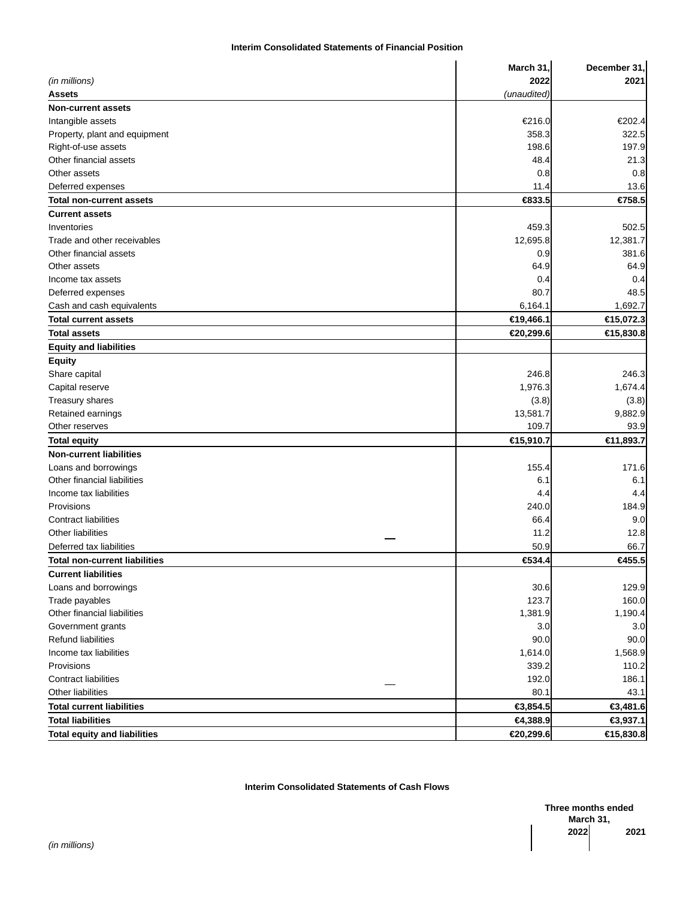**Interim Consolidated Statements of Financial Position**

| (in millions) | March 31, 2022 | December 31, 2021 |
|---|---|---|
| **Assets** | *(unaudited)* | |
| **Non-current assets** | | |
| Intangible assets | €216.0 | €202.4 |
| Property, plant and equipment | 358.3 | 322.5 |
| Right-of-use assets | 198.6 | 197.9 |
| Other financial assets | 48.4 | 21.3 |
| Other assets | 0.8 | 0.8 |
| Deferred expenses | 11.4 | 13.6 |
| **Total non-current assets** | **€833.5** | **€758.5** |
| **Current assets** | | |
| Inventories | 459.3 | 502.5 |
| Trade and other receivables | 12,695.8 | 12,381.7 |
| Other financial assets | 0.9 | 381.6 |
| Other assets | 64.9 | 64.9 |
| Income tax assets | 0.4 | 0.4 |
| Deferred expenses | 80.7 | 48.5 |
| Cash and cash equivalents | 6,164.1 | 1,692.7 |
| **Total current assets** | **€19,466.1** | **€15,072.3** |
| **Total assets** | **€20,299.6** | **€15,830.8** |
| **Equity and liabilities** | | |
| **Equity** | | |
| Share capital | 246.8 | 246.3 |
| Capital reserve | 1,976.3 | 1,674.4 |
| Treasury shares | (3.8) | (3.8) |
| Retained earnings | 13,581.7 | 9,882.9 |
| Other reserves | 109.7 | 93.9 |
| **Total equity** | **€15,910.7** | **€11,893.7** |
| **Non-current liabilities** | | |
| Loans and borrowings | 155.4 | 171.6 |
| Other financial liabilities | 6.1 | 6.1 |
| Income tax liabilities | 4.4 | 4.4 |
| Provisions | 240.0 | 184.9 |
| Contract liabilities | 66.4 | 9.0 |
| Other liabilities | 11.2 | 12.8 |
| Deferred tax liabilities | 50.9 | 66.7 |
| **Total non-current liabilities** | **€534.4** | **€455.5** |
| **Current liabilities** | | |
| Loans and borrowings | 30.6 | 129.9 |
| Trade payables | 123.7 | 160.0 |
| Other financial liabilities | 1,381.9 | 1,190.4 |
| Government grants | 3.0 | 3.0 |
| Refund liabilities | 90.0 | 90.0 |
| Income tax liabilities | 1,614.0 | 1,568.9 |
| Provisions | 339.2 | 110.2 |
| Contract liabilities | 192.0 | 186.1 |
| Other liabilities | 80.1 | 43.1 |
| **Total current liabilities** | **€3,854.5** | **€3,481.6** |
| **Total liabilities** | **€4,388.9** | **€3,937.1** |
| **Total equity and liabilities** | **€20,299.6** | **€15,830.8** |

**Interim Consolidated Statements of Cash Flows**

| (in millions) | Three months ended March 31, 2022 | 2021 |
|---|---|---|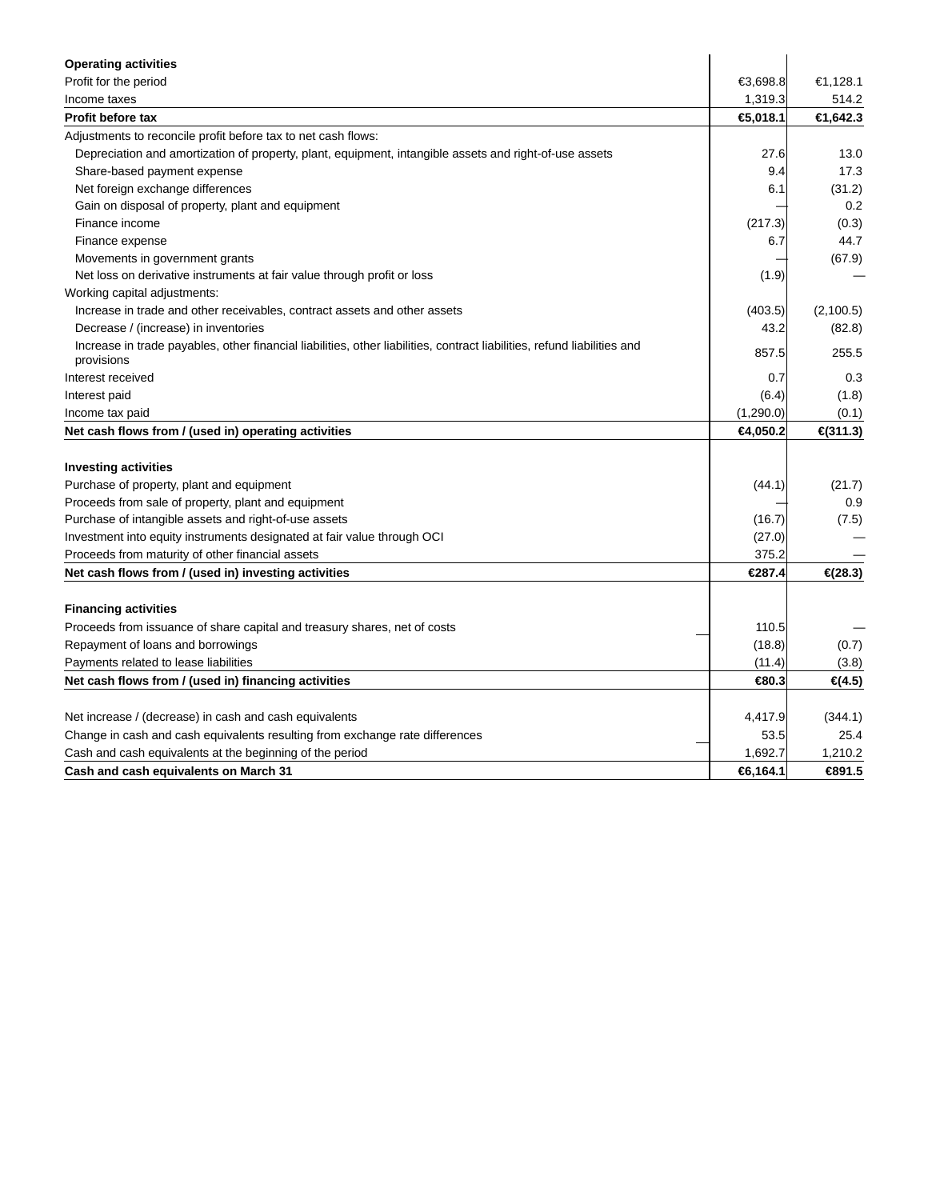| | | |
|---|---|---|
| **Operating activities** | | |
| Profit for the period | €3,698.8 | €1,128.1 |
| Income taxes | 1,319.3 | 514.2 |
| **Profit before tax** | **€5,018.1** | **€1,642.3** |
| Adjustments to reconcile profit before tax to net cash flows: | | |
| Depreciation and amortization of property, plant, equipment, intangible assets and right-of-use assets | 27.6 | 13.0 |
| Share-based payment expense | 9.4 | 17.3 |
| Net foreign exchange differences | 6.1 | (31.2) |
| Gain on disposal of property, plant and equipment | — | 0.2 |
| Finance income | (217.3) | (0.3) |
| Finance expense | 6.7 | 44.7 |
| Movements in government grants | — | (67.9) |
| Net loss on derivative instruments at fair value through profit or loss | (1.9) | — |
| Working capital adjustments: | | |
| Increase in trade and other receivables, contract assets and other assets | (403.5) | (2,100.5) |
| Decrease / (increase) in inventories | 43.2 | (82.8) |
| Increase in trade payables, other financial liabilities, other liabilities, contract liabilities, refund liabilities and provisions | 857.5 | 255.5 |
| Interest received | 0.7 | 0.3 |
| Interest paid | (6.4) | (1.8) |
| Income tax paid | (1,290.0) | (0.1) |
| **Net cash flows from / (used in) operating activities** | **€4,050.2** | **€(311.3)** |
| | | |
| **Investing activities** | | |
| Purchase of property, plant and equipment | (44.1) | (21.7) |
| Proceeds from sale of property, plant and equipment | — | 0.9 |
| Purchase of intangible assets and right-of-use assets | (16.7) | (7.5) |
| Investment into equity instruments designated at fair value through OCI | (27.0) | — |
| Proceeds from maturity of other financial assets | 375.2 | — |
| **Net cash flows from / (used in) investing activities** | **€287.4** | **€(28.3)** |
| | | |
| **Financing activities** | | |
| Proceeds from issuance of share capital and treasury shares, net of costs | 110.5 | — |
| Repayment of loans and borrowings | (18.8) | (0.7) |
| Payments related to lease liabilities | (11.4) | (3.8) |
| **Net cash flows from / (used in) financing activities** | **€80.3** | **€(4.5)** |
| | | |
| Net increase / (decrease) in cash and cash equivalents | 4,417.9 | (344.1) |
| Change in cash and cash equivalents resulting from exchange rate differences | 53.5 | 25.4 |
| Cash and cash equivalents at the beginning of the period | 1,692.7 | 1,210.2 |
| **Cash and cash equivalents on March 31** | **€6,164.1** | **€891.5** |